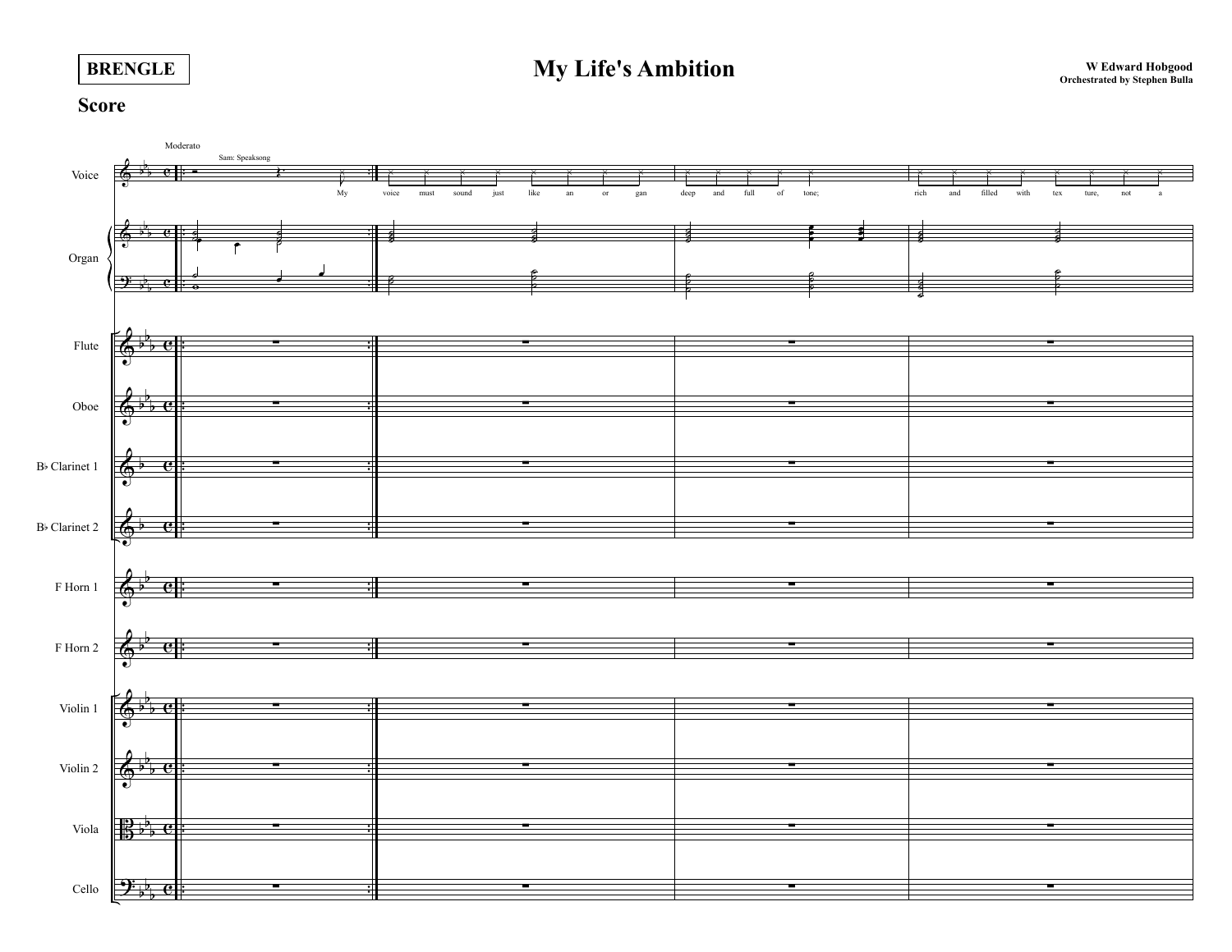**BRENGLE**

# My Life's Ambition

**W Edward Hobgood**
**Orchestrated by Stephen Bulla**

## Score

Moderato

Sam: Speaksong

My voice must sound just like an or gan deep and full of tone; rich and filled with tex ture, not a

Voice
Organ
Flute
Oboe
B♭ Clarinet 1
B♭ Clarinet 2
F Horn 1
F Horn 2
Violin 1
Violin 2
Viola
Cello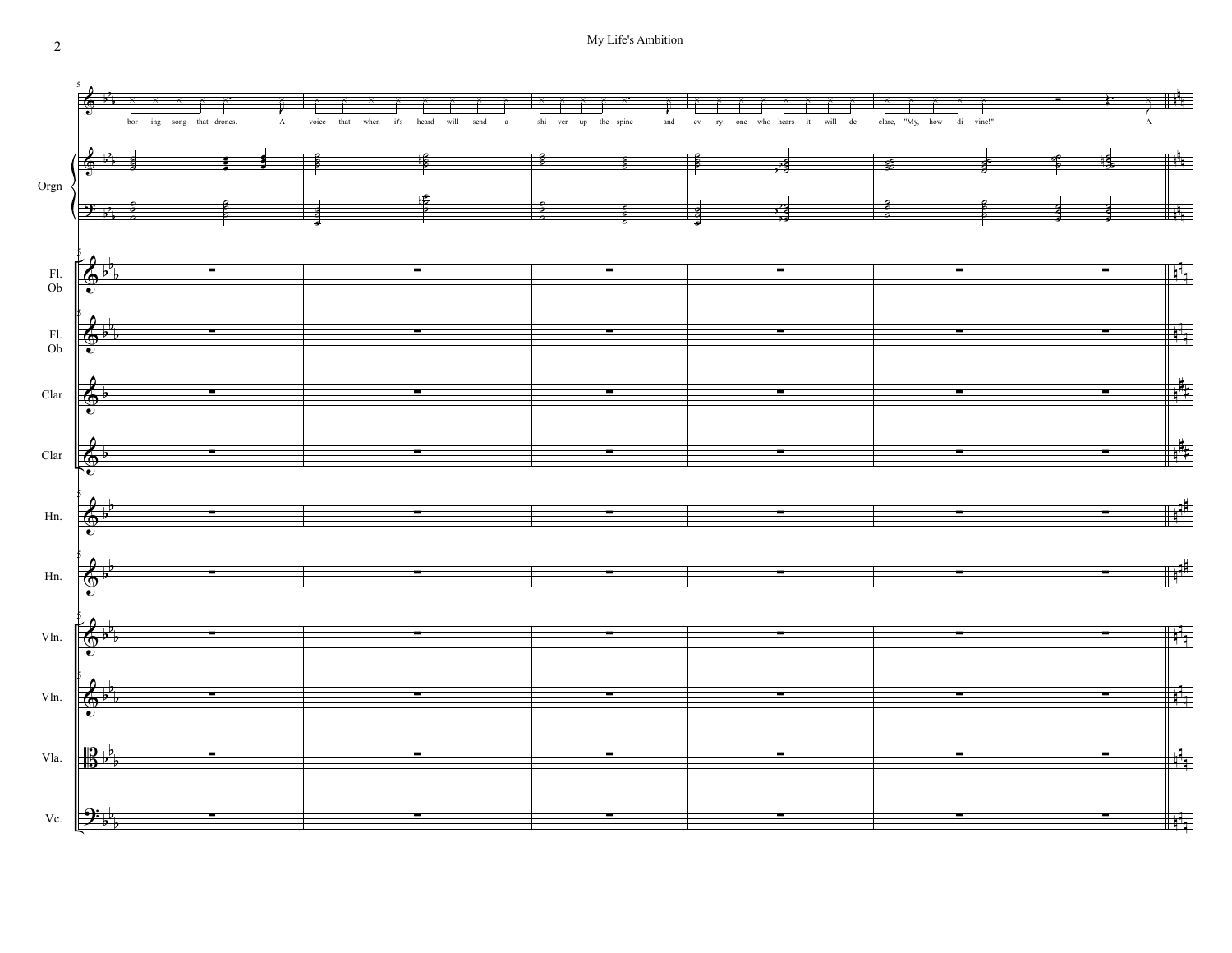bor ing song that drones. A voice that when it's heard will send a shi ver up the spine and ev ry one who hears it will de clare, "My, how di vine!" A

Orgn

Fl. Ob

Fl. Ob

Clar

Clar

Hn.

Hn.

Vln.

Vln.

Vla.

Vc.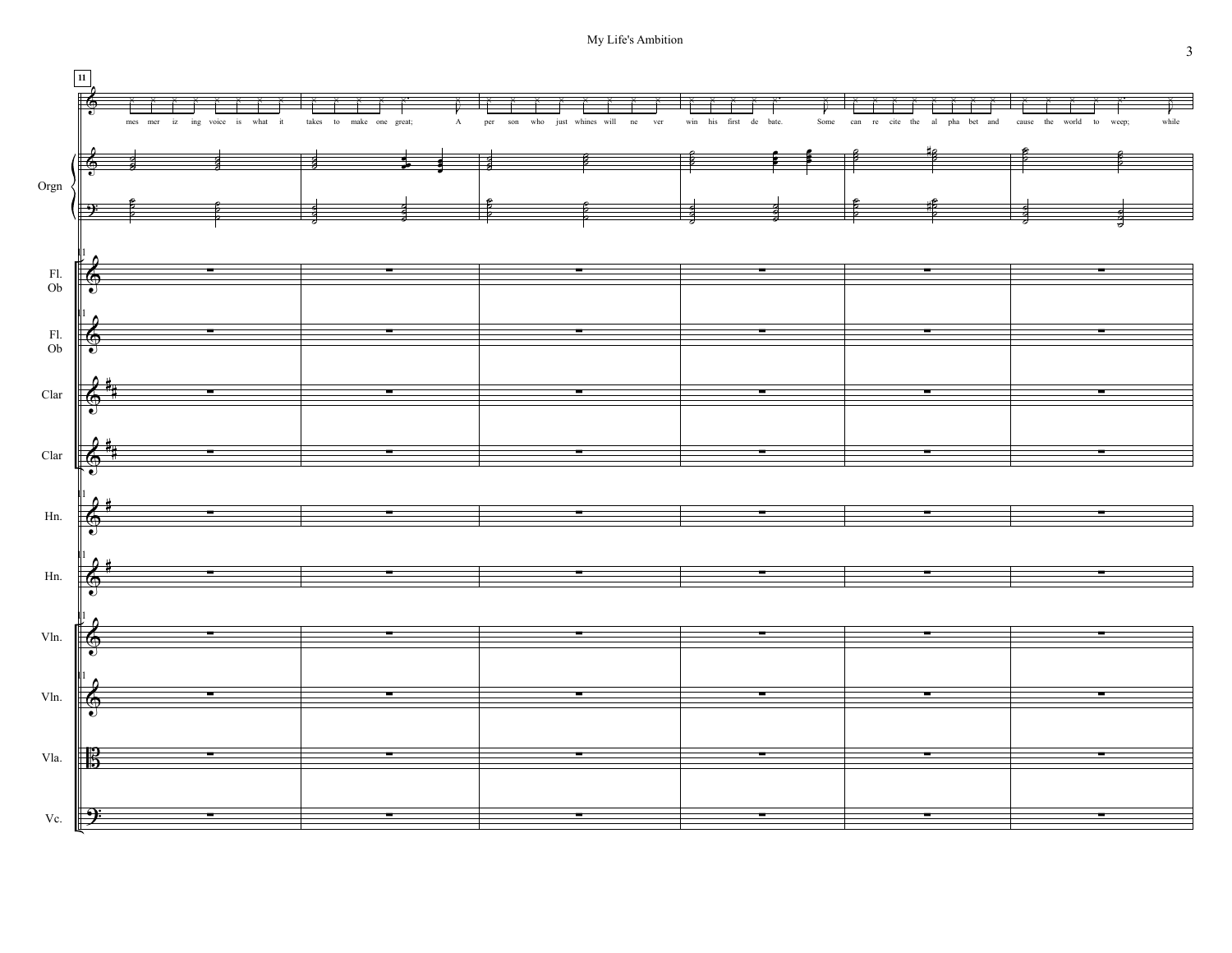mes mer iz ing voice is what it takes to make one great; A per son who just whines will ne ver win his first de bate. Some can re cite the al pha bet and cause the world to weep; while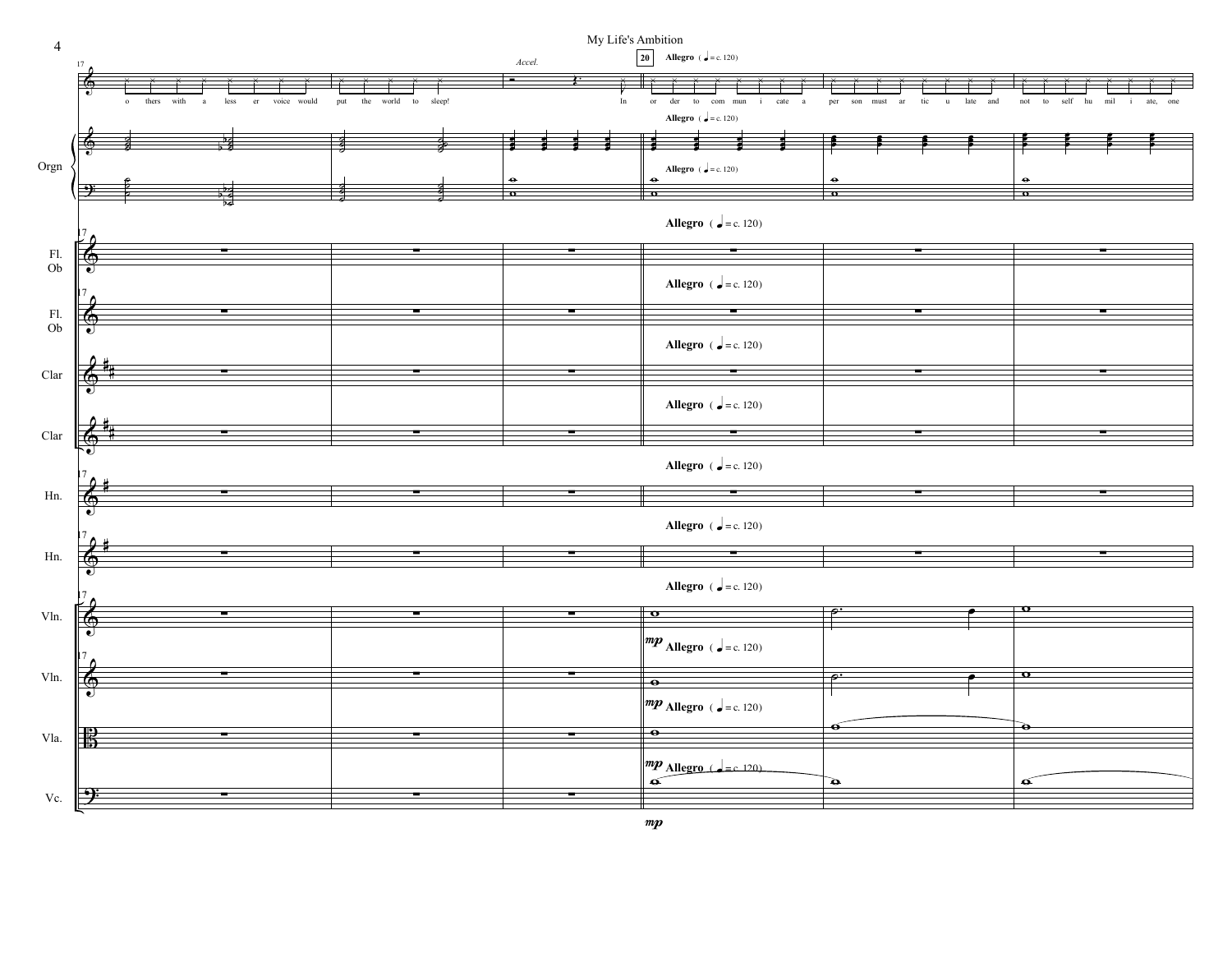Accel.

**20** **Allegro** (♩ = c. 120)

o thers with a less er voice would put the world to sleep! In or der to com mun i cate a per son must ar tic u late and not to self hu mil i ate, one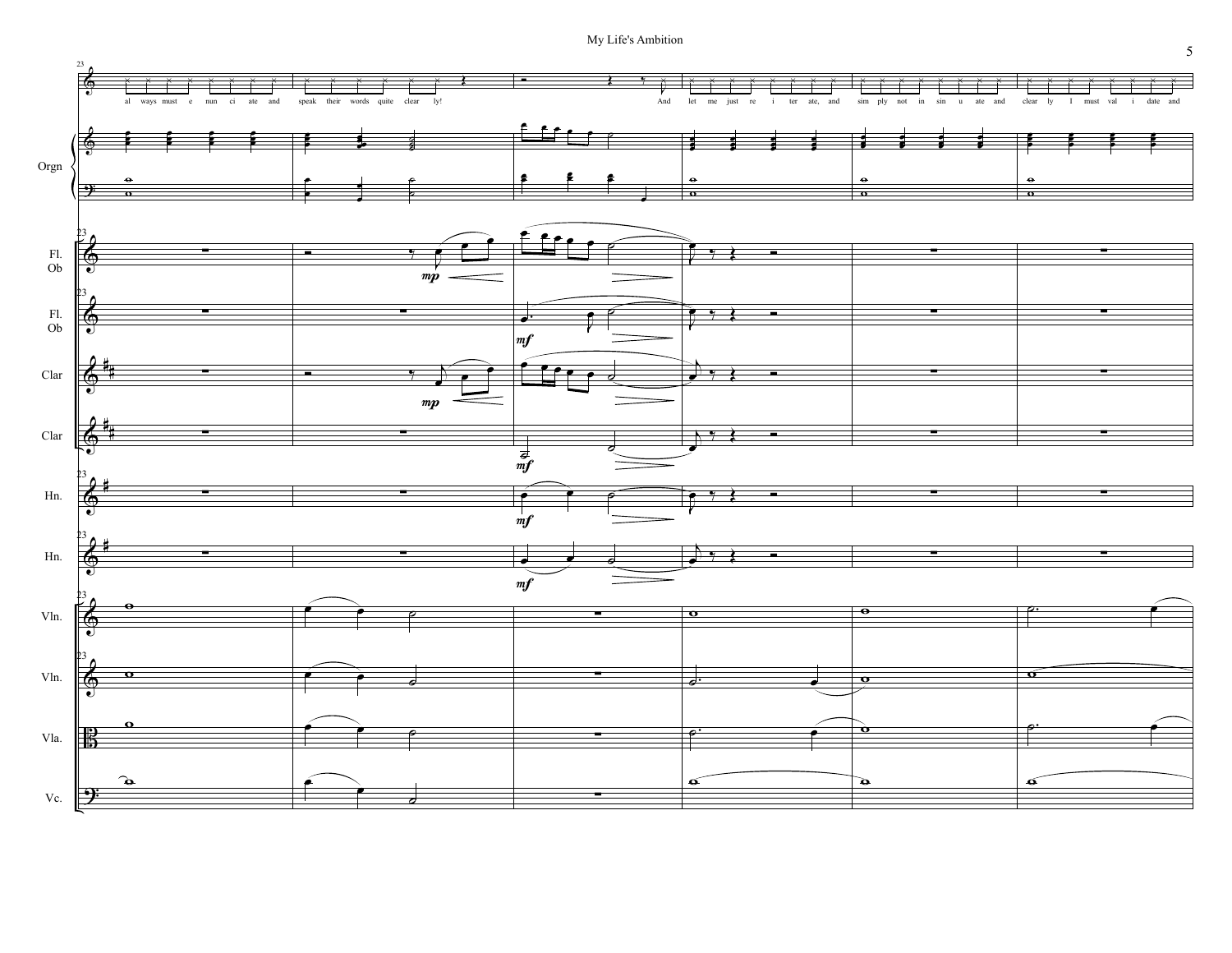23

al ways must e nun ci ate and speak their words quite clear ly! And let me just re i ter ate, and sim ply not in sin u ate and clear ly I must val i date and

Orgn

Fl. Ob

Fl. Ob

Clar

Clar

Hn.

Hn.

Vln.

Vln.

Vla.

Vc.

*mp* *mf* *mp* *mf* *mf* *mf*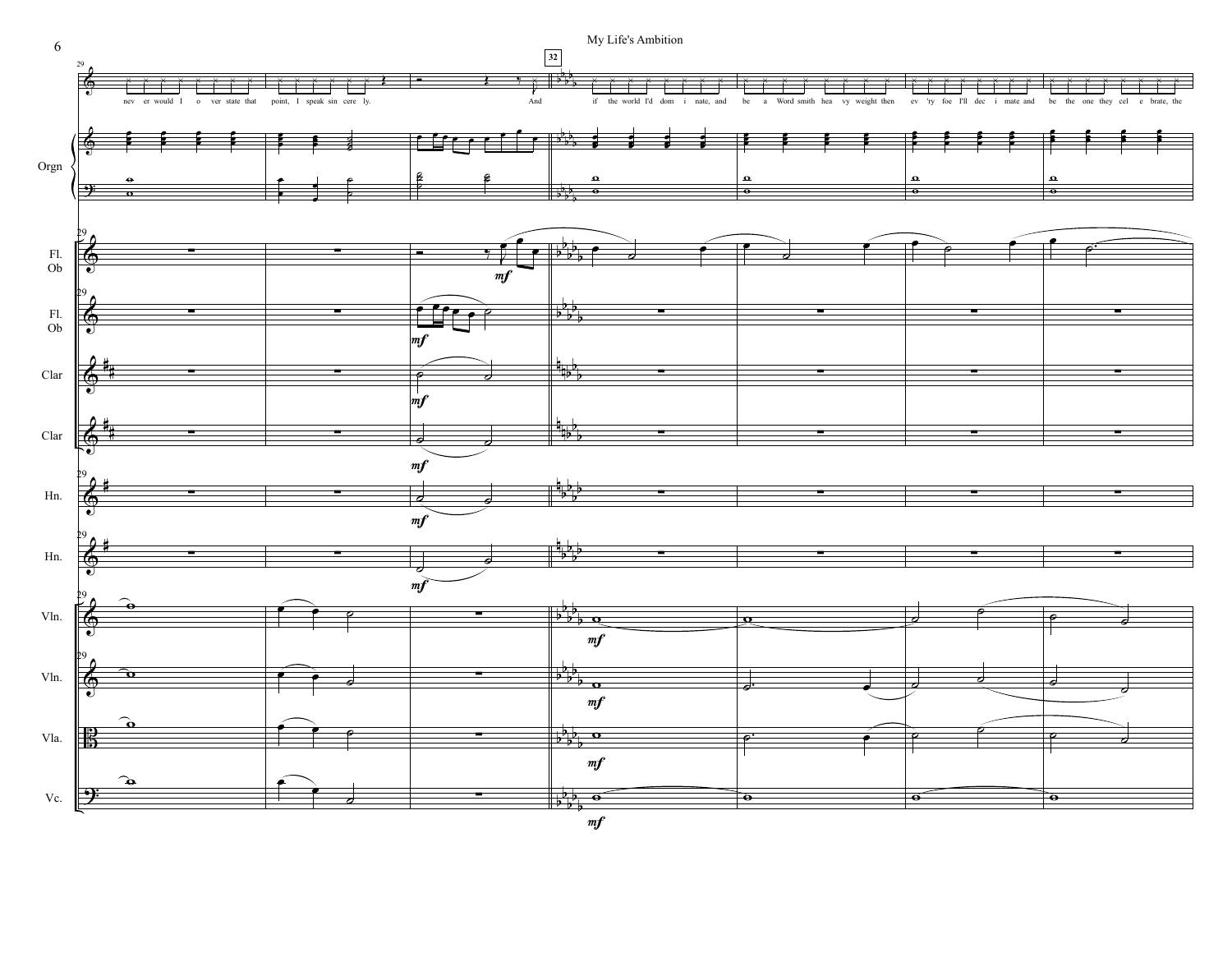nev er would I o ver state that point, I speak sin cere ly. And if the world I'd dom i nate, and be a Word smith hea vy weight then ev 'ry foe I'll dec i mate and be the one they cel e brate, the

Orgn

Fl. Ob

Fl. Ob

Clar

Clar

Hn.

Hn.

Vln.

Vln.

Vla.

Vc.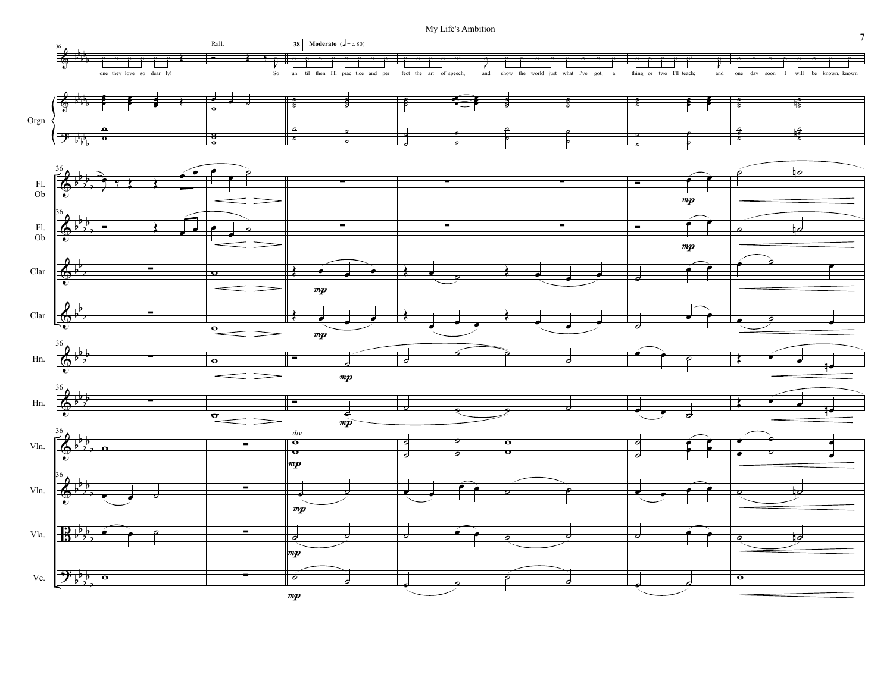Rall.

**38** **Moderato** (♩= c. 80)

one they love so dear ly! So un til then I'll prac tice and per fect the art of speech, and show the world just what I've got, a thing or two I'll teach; and one day soon I will be known, known

Orgn

Fl. Ob

Fl. Ob

Clar

Clar

Hn.

Hn.

Vln.

Vln.

Vla.

Vc.

*mp*

*div.*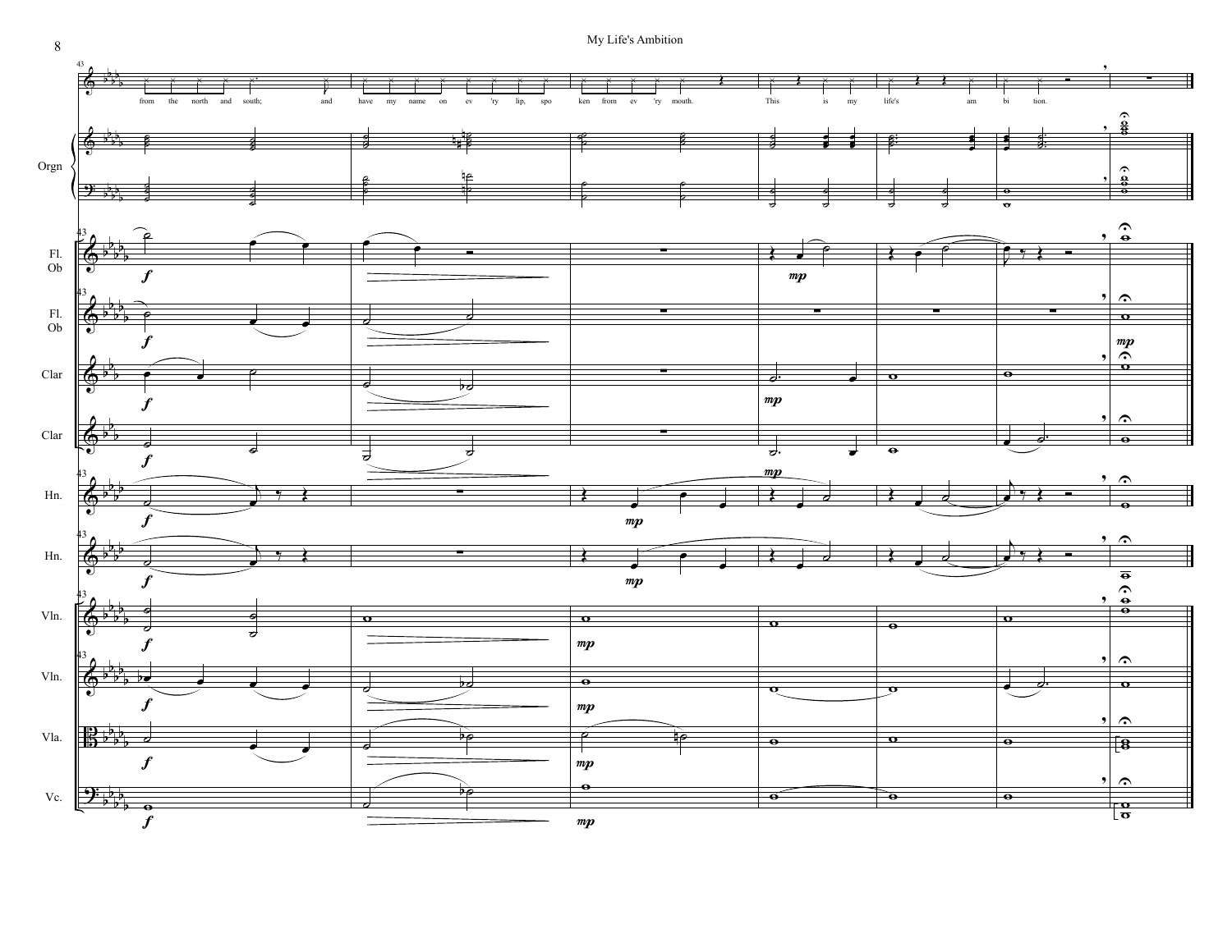from the north and south; and have my name on ev 'ry lip, spo ken from ev 'ry mouth. This is my life's am bi tion.